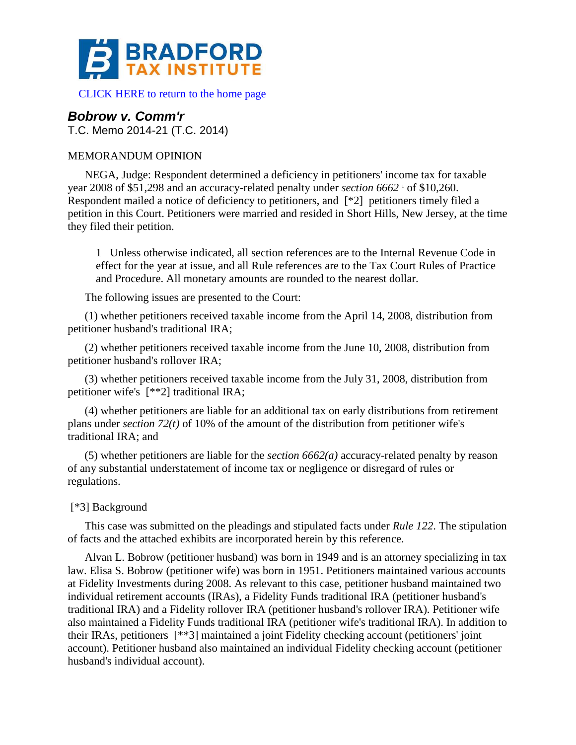BRADFORD TAX INSTITUTE

CLICK HERE to return to the home page

## *Bobrow v. Comm'r*

T.C. Memo 2014-21 (T.C. 2014)

MEMORANDUM OPINION

NEGA, Judge: Respondent determined a deficiency in petitioners' income tax for taxable year 2008 of $51,298 and an accuracy-related penalty under *section 6662* [1] of $10,260. Respondent mailed a notice of deficiency to petitioners, and [*2] petitioners timely filed a petition in this Court. Petitioners were married and resided in Short Hills, New Jersey, at the time they filed their petition.

> 1 Unless otherwise indicated, all section references are to the Internal Revenue Code in effect for the year at issue, and all Rule references are to the Tax Court Rules of Practice and Procedure. All monetary amounts are rounded to the nearest dollar.

The following issues are presented to the Court:

(1) whether petitioners received taxable income from the April 14, 2008, distribution from petitioner husband's traditional IRA;

(2) whether petitioners received taxable income from the June 10, 2008, distribution from petitioner husband's rollover IRA;

(3) whether petitioners received taxable income from the July 31, 2008, distribution from petitioner wife's [**2] traditional IRA;

(4) whether petitioners are liable for an additional tax on early distributions from retirement plans under *section 72(t)* of 10% of the amount of the distribution from petitioner wife's traditional IRA; and

(5) whether petitioners are liable for the *section 6662(a)* accuracy-related penalty by reason of any substantial understatement of income tax or negligence or disregard of rules or regulations.

[*3] Background

This case was submitted on the pleadings and stipulated facts under *Rule 122*. The stipulation of facts and the attached exhibits are incorporated herein by this reference.

Alvan L. Bobrow (petitioner husband) was born in 1949 and is an attorney specializing in tax law. Elisa S. Bobrow (petitioner wife) was born in 1951. Petitioners maintained various accounts at Fidelity Investments during 2008. As relevant to this case, petitioner husband maintained two individual retirement accounts (IRAs), a Fidelity Funds traditional IRA (petitioner husband's traditional IRA) and a Fidelity rollover IRA (petitioner husband's rollover IRA). Petitioner wife also maintained a Fidelity Funds traditional IRA (petitioner wife's traditional IRA). In addition to their IRAs, petitioners [**3] maintained a joint Fidelity checking account (petitioners' joint account). Petitioner husband also maintained an individual Fidelity checking account (petitioner husband's individual account).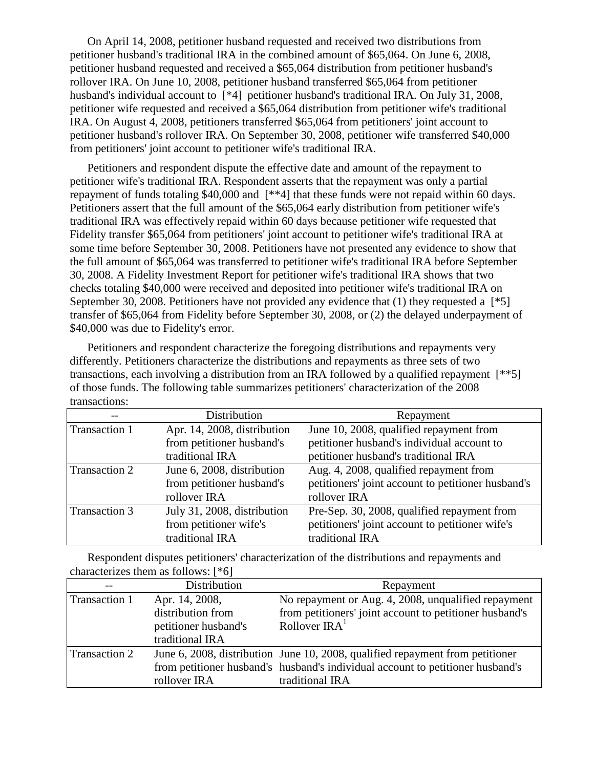On April 14, 2008, petitioner husband requested and received two distributions from petitioner husband's traditional IRA in the combined amount of $65,064. On June 6, 2008, petitioner husband requested and received a $65,064 distribution from petitioner husband's rollover IRA. On June 10, 2008, petitioner husband transferred $65,064 from petitioner husband's individual account to [*4] petitioner husband's traditional IRA. On July 31, 2008, petitioner wife requested and received a $65,064 distribution from petitioner wife's traditional IRA. On August 4, 2008, petitioners transferred $65,064 from petitioners' joint account to petitioner husband's rollover IRA. On September 30, 2008, petitioner wife transferred $40,000 from petitioners' joint account to petitioner wife's traditional IRA.

Petitioners and respondent dispute the effective date and amount of the repayment to petitioner wife's traditional IRA. Respondent asserts that the repayment was only a partial repayment of funds totaling $40,000 and [**4] that these funds were not repaid within 60 days. Petitioners assert that the full amount of the $65,064 early distribution from petitioner wife's traditional IRA was effectively repaid within 60 days because petitioner wife requested that Fidelity transfer $65,064 from petitioners' joint account to petitioner wife's traditional IRA at some time before September 30, 2008. Petitioners have not presented any evidence to show that the full amount of $65,064 was transferred to petitioner wife's traditional IRA before September 30, 2008. A Fidelity Investment Report for petitioner wife's traditional IRA shows that two checks totaling $40,000 were received and deposited into petitioner wife's traditional IRA on September 30, 2008. Petitioners have not provided any evidence that (1) they requested a [*5] transfer of $65,064 from Fidelity before September 30, 2008, or (2) the delayed underpayment of $40,000 was due to Fidelity's error.

Petitioners and respondent characterize the foregoing distributions and repayments very differently. Petitioners characterize the distributions and repayments as three sets of two transactions, each involving a distribution from an IRA followed by a qualified repayment [**5] of those funds. The following table summarizes petitioners' characterization of the 2008 transactions:

| -- | Distribution | Repayment |
|---|---|---|
| Transaction 1 | Apr. 14, 2008, distribution from petitioner husband's traditional IRA | June 10, 2008, qualified repayment from petitioner husband's individual account to petitioner husband's traditional IRA |
| Transaction 2 | June 6, 2008, distribution from petitioner husband's rollover IRA | Aug. 4, 2008, qualified repayment from petitioners' joint account to petitioner husband's rollover IRA |
| Transaction 3 | July 31, 2008, distribution from petitioner wife's traditional IRA | Pre-Sep. 30, 2008, qualified repayment from petitioners' joint account to petitioner wife's traditional IRA |

Respondent disputes petitioners' characterization of the distributions and repayments and characterizes them as follows: [*6]

| -- | Distribution | Repayment |
|---|---|---|
| Transaction 1 | Apr. 14, 2008, distribution from petitioner husband's traditional IRA | No repayment or Aug. 4, 2008, unqualified repayment from petitioners' joint account to petitioner husband's Rollover IRA[1] |
| Transaction 2 | June 6, 2008, distribution from petitioner husband's rollover IRA | June 10, 2008, qualified repayment from petitioner husband's individual account to petitioner husband's traditional IRA |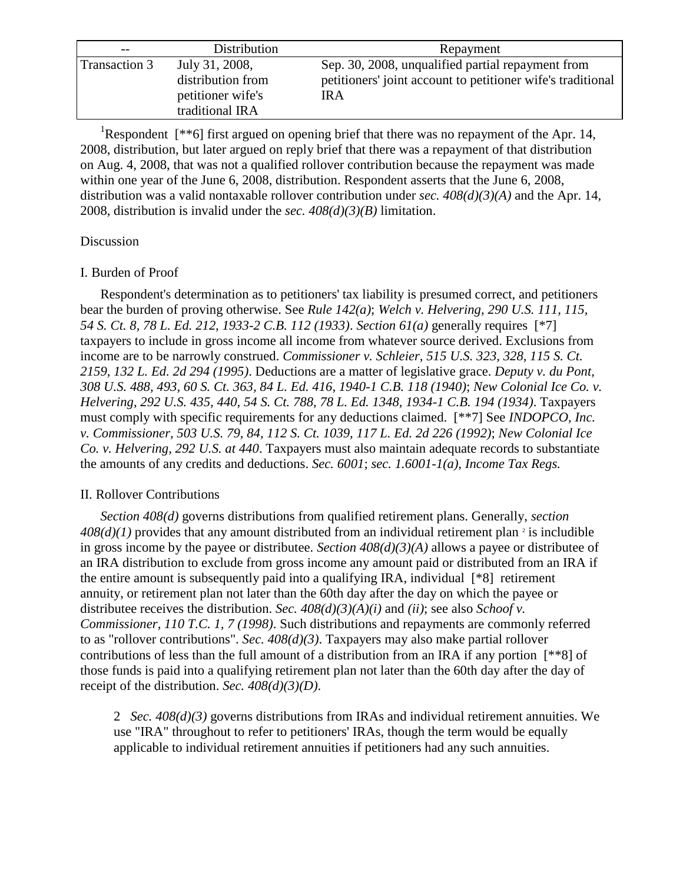| -- | Distribution | Repayment |
|---|---|---|
| Transaction 3 | July 31, 2008, distribution from petitioner wife's traditional IRA | Sep. 30, 2008, unqualified partial repayment from petitioners' joint account to petitioner wife's traditional IRA |

[1]Respondent [**6] first argued on opening brief that there was no repayment of the Apr. 14, 2008, distribution, but later argued on reply brief that there was a repayment of that distribution on Aug. 4, 2008, that was not a qualified rollover contribution because the repayment was made within one year of the June 6, 2008, distribution. Respondent asserts that the June 6, 2008, distribution was a valid nontaxable rollover contribution under *sec. 408(d)(3)(A)* and the Apr. 14, 2008, distribution is invalid under the *sec. 408(d)(3)(B)* limitation.

Discussion

I. Burden of Proof

Respondent's determination as to petitioners' tax liability is presumed correct, and petitioners bear the burden of proving otherwise. See *Rule 142(a)*; *Welch v. Helvering, 290 U.S. 111, 115, 54 S. Ct. 8, 78 L. Ed. 212, 1933-2 C.B. 112 (1933)*. *Section 61(a)* generally requires [*7] taxpayers to include in gross income all income from whatever source derived. Exclusions from income are to be narrowly construed. *Commissioner v. Schleier, 515 U.S. 323, 328, 115 S. Ct. 2159, 132 L. Ed. 2d 294 (1995)*. Deductions are a matter of legislative grace. *Deputy v. du Pont, 308 U.S. 488, 493, 60 S. Ct. 363, 84 L. Ed. 416, 1940-1 C.B. 118 (1940)*; *New Colonial Ice Co. v. Helvering, 292 U.S. 435, 440, 54 S. Ct. 788, 78 L. Ed. 1348, 1934-1 C.B. 194 (1934)*. Taxpayers must comply with specific requirements for any deductions claimed. [**7] See *INDOPCO, Inc. v. Commissioner, 503 U.S. 79, 84, 112 S. Ct. 1039, 117 L. Ed. 2d 226 (1992)*; *New Colonial Ice Co. v. Helvering, 292 U.S. at 440*. Taxpayers must also maintain adequate records to substantiate the amounts of any credits and deductions. *Sec. 6001*; *sec. 1.6001-1(a), Income Tax Regs.*

II. Rollover Contributions

*Section 408(d)* governs distributions from qualified retirement plans. Generally, *section 408(d)(1)* provides that any amount distributed from an individual retirement plan [2] is includible in gross income by the payee or distributee. *Section 408(d)(3)(A)* allows a payee or distributee of an IRA distribution to exclude from gross income any amount paid or distributed from an IRA if the entire amount is subsequently paid into a qualifying IRA, individual [*8] retirement annuity, or retirement plan not later than the 60th day after the day on which the payee or distributee receives the distribution. *Sec. 408(d)(3)(A)(i)* and *(ii)*; see also *Schoof v. Commissioner, 110 T.C. 1, 7 (1998)*. Such distributions and repayments are commonly referred to as "rollover contributions". *Sec. 408(d)(3)*. Taxpayers may also make partial rollover contributions of less than the full amount of a distribution from an IRA if any portion [**8] of those funds is paid into a qualifying retirement plan not later than the 60th day after the day of receipt of the distribution. *Sec. 408(d)(3)(D)*.

2 *Sec. 408(d)(3)* governs distributions from IRAs and individual retirement annuities. We use "IRA" throughout to refer to petitioners' IRAs, though the term would be equally applicable to individual retirement annuities if petitioners had any such annuities.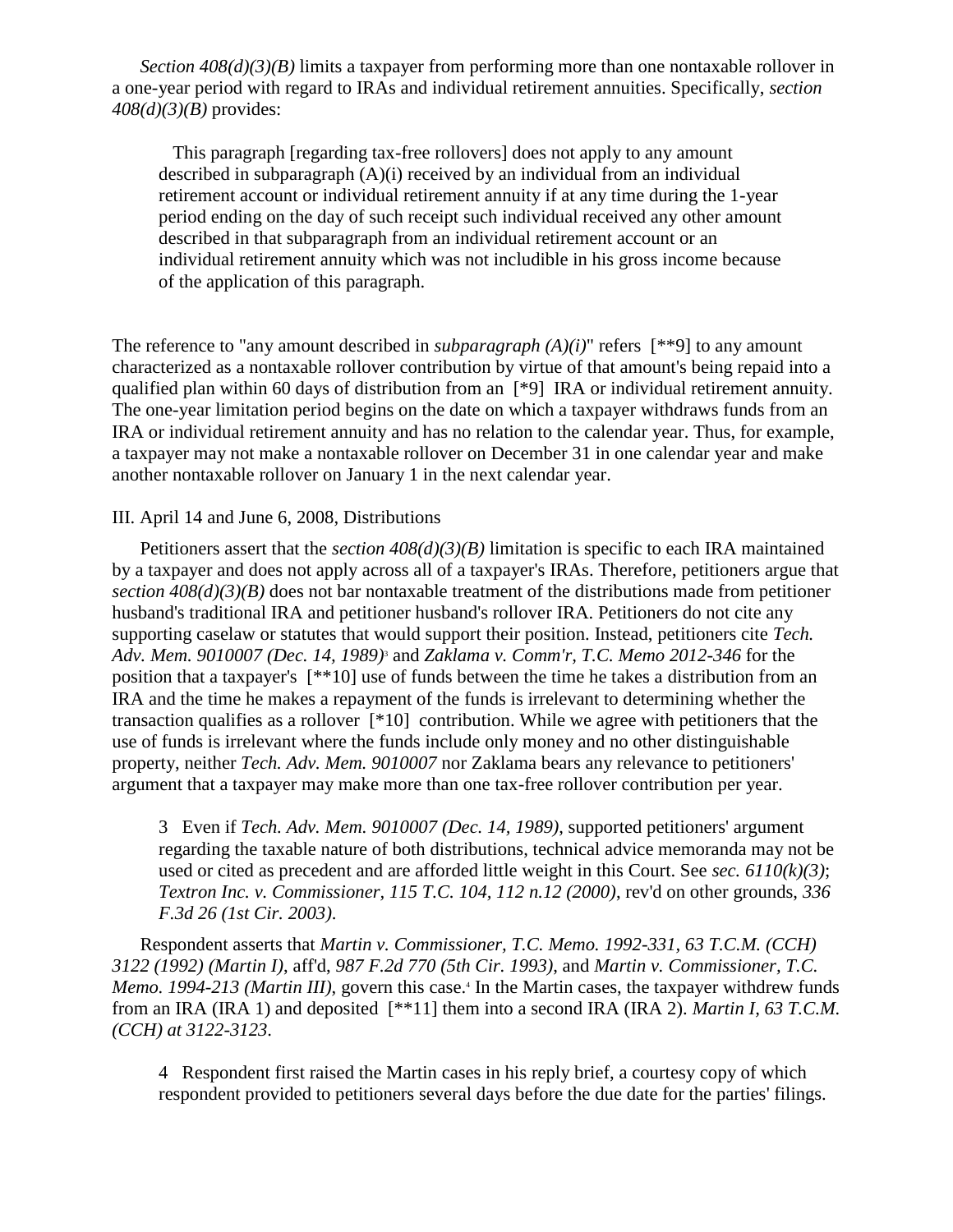*Section 408(d)(3)(B)* limits a taxpayer from performing more than one nontaxable rollover in a one-year period with regard to IRAs and individual retirement annuities. Specifically, *section 408(d)(3)(B)* provides:

> This paragraph [regarding tax-free rollovers] does not apply to any amount described in subparagraph (A)(i) received by an individual from an individual retirement account or individual retirement annuity if at any time during the 1-year period ending on the day of such receipt such individual received any other amount described in that subparagraph from an individual retirement account or an individual retirement annuity which was not includible in his gross income because of the application of this paragraph.

The reference to "any amount described in *subparagraph (A)(i)*" refers [**9] to any amount characterized as a nontaxable rollover contribution by virtue of that amount's being repaid into a qualified plan within 60 days of distribution from an [*9] IRA or individual retirement annuity. The one-year limitation period begins on the date on which a taxpayer withdraws funds from an IRA or individual retirement annuity and has no relation to the calendar year. Thus, for example, a taxpayer may not make a nontaxable rollover on December 31 in one calendar year and make another nontaxable rollover on January 1 in the next calendar year.

III. April 14 and June 6, 2008, Distributions

Petitioners assert that the *section 408(d)(3)(B)* limitation is specific to each IRA maintained by a taxpayer and does not apply across all of a taxpayer's IRAs. Therefore, petitioners argue that *section 408(d)(3)(B)* does not bar nontaxable treatment of the distributions made from petitioner husband's traditional IRA and petitioner husband's rollover IRA. Petitioners do not cite any supporting caselaw or statutes that would support their position. Instead, petitioners cite *Tech. Adv. Mem. 9010007 (Dec. 14, 1989)*[3] and *Zaklama v. Comm'r, T.C. Memo 2012-346* for the position that a taxpayer's [**10] use of funds between the time he takes a distribution from an IRA and the time he makes a repayment of the funds is irrelevant to determining whether the transaction qualifies as a rollover [*10] contribution. While we agree with petitioners that the use of funds is irrelevant where the funds include only money and no other distinguishable property, neither *Tech. Adv. Mem. 9010007* nor Zaklama bears any relevance to petitioners' argument that a taxpayer may make more than one tax-free rollover contribution per year.

> 3 Even if *Tech. Adv. Mem. 9010007 (Dec. 14, 1989)*, supported petitioners' argument regarding the taxable nature of both distributions, technical advice memoranda may not be used or cited as precedent and are afforded little weight in this Court. See *sec. 6110(k)(3)*; *Textron Inc. v. Commissioner, 115 T.C. 104, 112 n.12 (2000)*, rev'd on other grounds, *336 F.3d 26 (1st Cir. 2003)*.

Respondent asserts that *Martin v. Commissioner, T.C. Memo. 1992-331, 63 T.C.M. (CCH) 3122 (1992) (Martin I)*, aff'd, *987 F.2d 770 (5th Cir. 1993)*, and *Martin v. Commissioner, T.C. Memo. 1994-213 (Martin III)*, govern this case.[4] In the Martin cases, the taxpayer withdrew funds from an IRA (IRA 1) and deposited [**11] them into a second IRA (IRA 2). *Martin I, 63 T.C.M. (CCH) at 3122-3123*.

> 4 Respondent first raised the Martin cases in his reply brief, a courtesy copy of which respondent provided to petitioners several days before the due date for the parties' filings.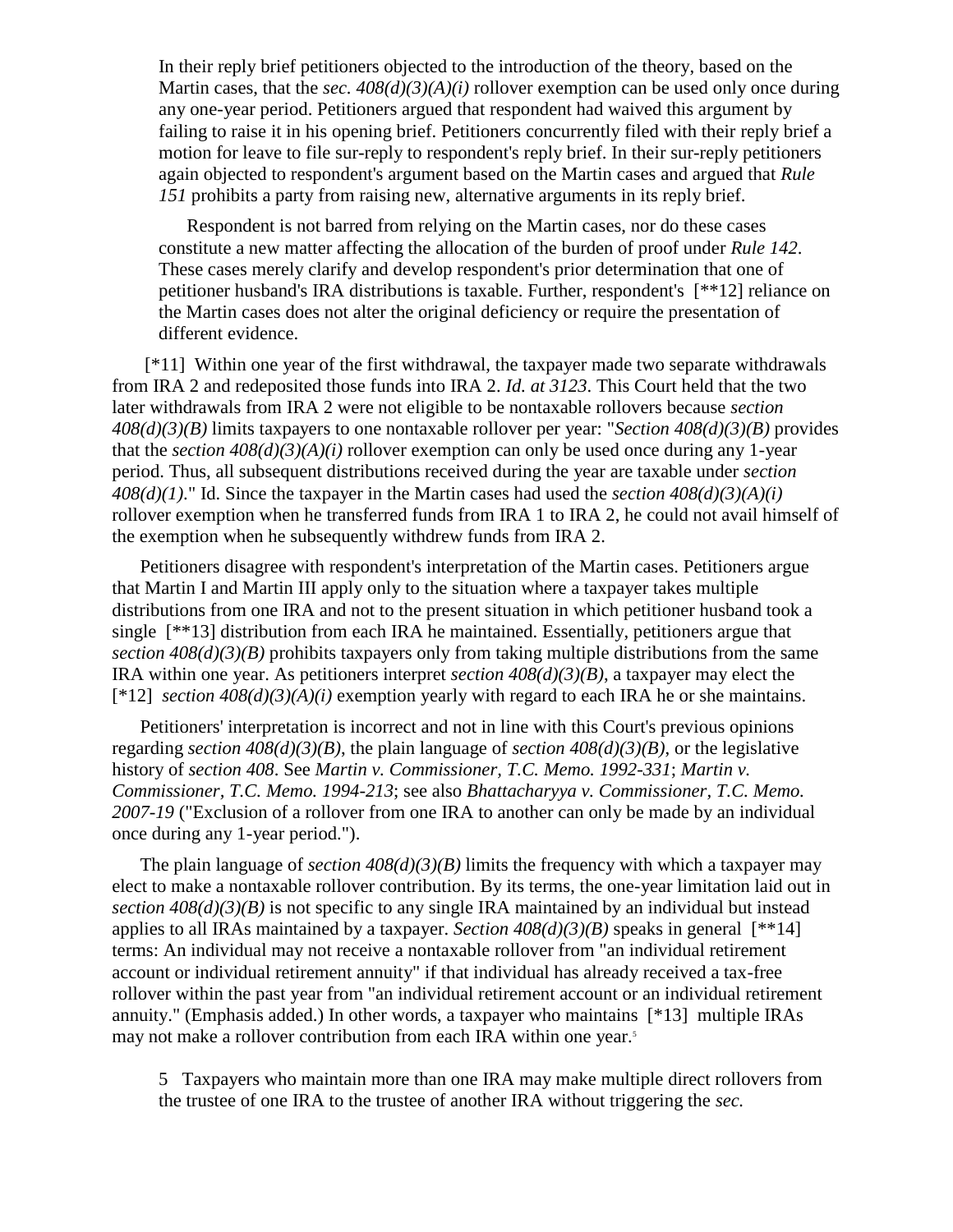> In their reply brief petitioners objected to the introduction of the theory, based on the Martin cases, that the *sec. 408(d)(3)(A)(i)* rollover exemption can be used only once during any one-year period. Petitioners argued that respondent had waived this argument by failing to raise it in his opening brief. Petitioners concurrently filed with their reply brief a motion for leave to file sur-reply to respondent's reply brief. In their sur-reply petitioners again objected to respondent's argument based on the Martin cases and argued that *Rule 151* prohibits a party from raising new, alternative arguments in its reply brief.
>
> Respondent is not barred from relying on the Martin cases, nor do these cases constitute a new matter affecting the allocation of the burden of proof under *Rule 142*. These cases merely clarify and develop respondent's prior determination that one of petitioner husband's IRA distributions is taxable. Further, respondent's [**12] reliance on the Martin cases does not alter the original deficiency or require the presentation of different evidence.

[*11] Within one year of the first withdrawal, the taxpayer made two separate withdrawals from IRA 2 and redeposited those funds into IRA 2. *Id. at 3123*. This Court held that the two later withdrawals from IRA 2 were not eligible to be nontaxable rollovers because *section 408(d)(3)(B)* limits taxpayers to one nontaxable rollover per year: "*Section 408(d)(3)(B)* provides that the *section 408(d)(3)(A)(i)* rollover exemption can only be used once during any 1-year period. Thus, all subsequent distributions received during the year are taxable under *section 408(d)(1)*." Id. Since the taxpayer in the Martin cases had used the *section 408(d)(3)(A)(i)* rollover exemption when he transferred funds from IRA 1 to IRA 2, he could not avail himself of the exemption when he subsequently withdrew funds from IRA 2.

Petitioners disagree with respondent's interpretation of the Martin cases. Petitioners argue that Martin I and Martin III apply only to the situation where a taxpayer takes multiple distributions from one IRA and not to the present situation in which petitioner husband took a single [**13] distribution from each IRA he maintained. Essentially, petitioners argue that *section 408(d)(3)(B)* prohibits taxpayers only from taking multiple distributions from the same IRA within one year. As petitioners interpret *section 408(d)(3)(B)*, a taxpayer may elect the [*12] *section 408(d)(3)(A)(i)* exemption yearly with regard to each IRA he or she maintains.

Petitioners' interpretation is incorrect and not in line with this Court's previous opinions regarding *section 408(d)(3)(B)*, the plain language of *section 408(d)(3)(B)*, or the legislative history of *section 408*. See *Martin v. Commissioner, T.C. Memo. 1992-331*; *Martin v. Commissioner, T.C. Memo. 1994-213*; see also *Bhattacharyya v. Commissioner, T.C. Memo. 2007-19* ("Exclusion of a rollover from one IRA to another can only be made by an individual once during any 1-year period.").

The plain language of *section 408(d)(3)(B)* limits the frequency with which a taxpayer may elect to make a nontaxable rollover contribution. By its terms, the one-year limitation laid out in *section 408(d)(3)(B)* is not specific to any single IRA maintained by an individual but instead applies to all IRAs maintained by a taxpayer. *Section 408(d)(3)(B)* speaks in general [**14] terms: An individual may not receive a nontaxable rollover from "an individual retirement account or individual retirement annuity" if that individual has already received a tax-free rollover within the past year from "an individual retirement account or an individual retirement annuity." (Emphasis added.) In other words, a taxpayer who maintains [*13] multiple IRAs may not make a rollover contribution from each IRA within one year.[5]

> 5 Taxpayers who maintain more than one IRA may make multiple direct rollovers from the trustee of one IRA to the trustee of another IRA without triggering the *sec.*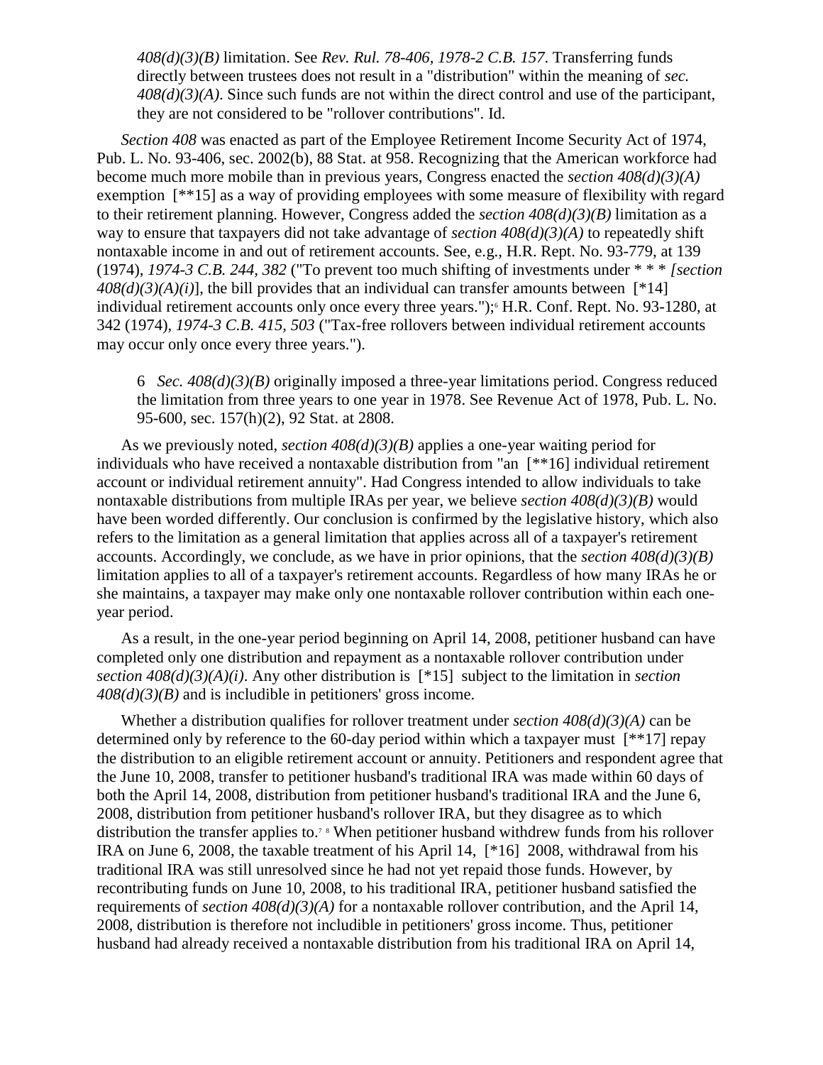*408(d)(3)(B)* limitation. See *Rev. Rul. 78-406, 1978-2 C.B. 157*. Transferring funds directly between trustees does not result in a "distribution" within the meaning of *sec. 408(d)(3)(A)*. Since such funds are not within the direct control and use of the participant, they are not considered to be "rollover contributions". Id.

*Section 408* was enacted as part of the Employee Retirement Income Security Act of 1974, Pub. L. No. 93-406, sec. 2002(b), 88 Stat. at 958. Recognizing that the American workforce had become much more mobile than in previous years, Congress enacted the *section 408(d)(3)(A)* exemption [**15] as a way of providing employees with some measure of flexibility with regard to their retirement planning. However, Congress added the *section 408(d)(3)(B)* limitation as a way to ensure that taxpayers did not take advantage of *section 408(d)(3)(A)* to repeatedly shift nontaxable income in and out of retirement accounts. See, e.g., H.R. Rept. No. 93-779, at 139 (1974), *1974-3 C.B. 244, 382* ("To prevent too much shifting of investments under * * * [*section 408(d)(3)(A)(i)*], the bill provides that an individual can transfer amounts between [*14] individual retirement accounts only once every three years.");[6] H.R. Conf. Rept. No. 93-1280, at 342 (1974), *1974-3 C.B. 415, 503* ("Tax-free rollovers between individual retirement accounts may occur only once every three years.").

6 *Sec. 408(d)(3)(B)* originally imposed a three-year limitations period. Congress reduced the limitation from three years to one year in 1978. See Revenue Act of 1978, Pub. L. No. 95-600, sec. 157(h)(2), 92 Stat. at 2808.

As we previously noted, *section 408(d)(3)(B)* applies a one-year waiting period for individuals who have received a nontaxable distribution from "an [**16] individual retirement account or individual retirement annuity". Had Congress intended to allow individuals to take nontaxable distributions from multiple IRAs per year, we believe *section 408(d)(3)(B)* would have been worded differently. Our conclusion is confirmed by the legislative history, which also refers to the limitation as a general limitation that applies across all of a taxpayer's retirement accounts. Accordingly, we conclude, as we have in prior opinions, that the *section 408(d)(3)(B)* limitation applies to all of a taxpayer's retirement accounts. Regardless of how many IRAs he or she maintains, a taxpayer may make only one nontaxable rollover contribution within each one-year period.

As a result, in the one-year period beginning on April 14, 2008, petitioner husband can have completed only one distribution and repayment as a nontaxable rollover contribution under *section 408(d)(3)(A)(i)*. Any other distribution is [*15] subject to the limitation in *section 408(d)(3)(B)* and is includible in petitioners' gross income.

Whether a distribution qualifies for rollover treatment under *section 408(d)(3)(A)* can be determined only by reference to the 60-day period within which a taxpayer must [**17] repay the distribution to an eligible retirement account or annuity. Petitioners and respondent agree that the June 10, 2008, transfer to petitioner husband's traditional IRA was made within 60 days of both the April 14, 2008, distribution from petitioner husband's traditional IRA and the June 6, 2008, distribution from petitioner husband's rollover IRA, but they disagree as to which distribution the transfer applies to.[7] [8] When petitioner husband withdrew funds from his rollover IRA on June 6, 2008, the taxable treatment of his April 14, [*16] 2008, withdrawal from his traditional IRA was still unresolved since he had not yet repaid those funds. However, by recontributing funds on June 10, 2008, to his traditional IRA, petitioner husband satisfied the requirements of *section 408(d)(3)(A)* for a nontaxable rollover contribution, and the April 14, 2008, distribution is therefore not includible in petitioners' gross income. Thus, petitioner husband had already received a nontaxable distribution from his traditional IRA on April 14,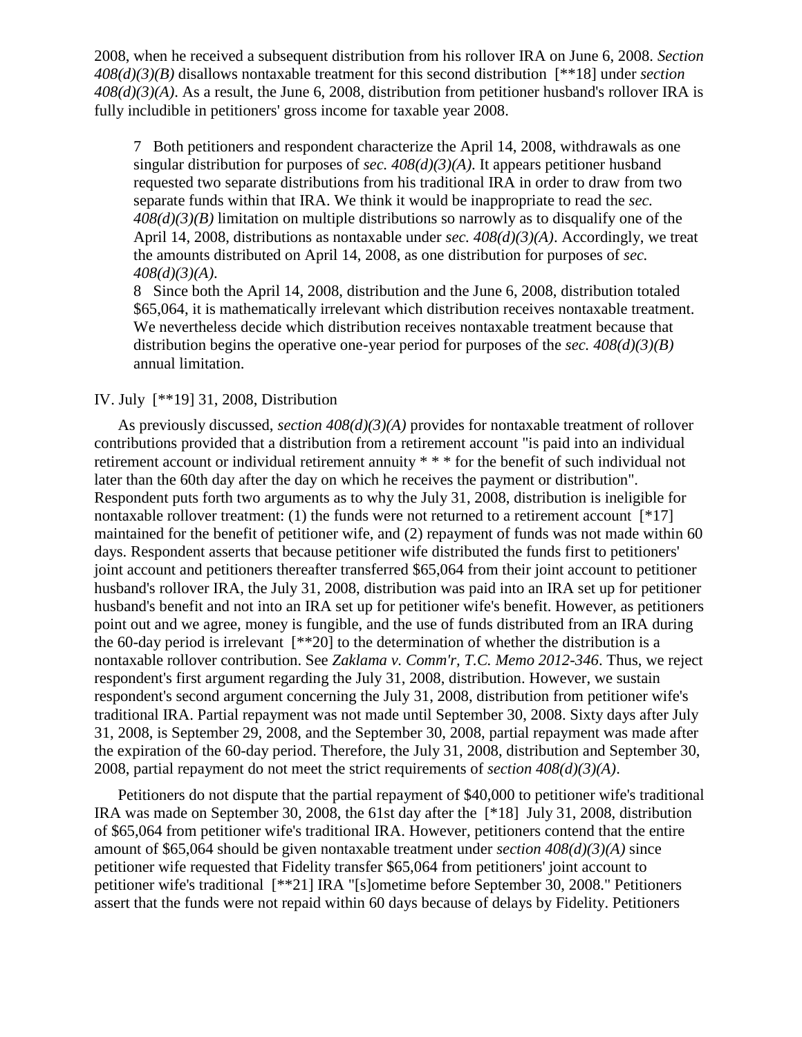2008, when he received a subsequent distribution from his rollover IRA on June 6, 2008. *Section 408(d)(3)(B)* disallows nontaxable treatment for this second distribution [**18] under *section 408(d)(3)(A)*. As a result, the June 6, 2008, distribution from petitioner husband's rollover IRA is fully includible in petitioners' gross income for taxable year 2008.

> 7 Both petitioners and respondent characterize the April 14, 2008, withdrawals as one singular distribution for purposes of *sec. 408(d)(3)(A)*. It appears petitioner husband requested two separate distributions from his traditional IRA in order to draw from two separate funds within that IRA. We think it would be inappropriate to read the *sec. 408(d)(3)(B)* limitation on multiple distributions so narrowly as to disqualify one of the April 14, 2008, distributions as nontaxable under *sec. 408(d)(3)(A)*. Accordingly, we treat the amounts distributed on April 14, 2008, as one distribution for purposes of *sec. 408(d)(3)(A)*.
>
> 8 Since both the April 14, 2008, distribution and the June 6, 2008, distribution totaled $65,064, it is mathematically irrelevant which distribution receives nontaxable treatment. We nevertheless decide which distribution receives nontaxable treatment because that distribution begins the operative one-year period for purposes of the *sec. 408(d)(3)(B)* annual limitation.

IV. July [**19] 31, 2008, Distribution

As previously discussed, *section 408(d)(3)(A)* provides for nontaxable treatment of rollover contributions provided that a distribution from a retirement account "is paid into an individual retirement account or individual retirement annuity * * * for the benefit of such individual not later than the 60th day after the day on which he receives the payment or distribution". Respondent puts forth two arguments as to why the July 31, 2008, distribution is ineligible for nontaxable rollover treatment: (1) the funds were not returned to a retirement account [*17] maintained for the benefit of petitioner wife, and (2) repayment of funds was not made within 60 days. Respondent asserts that because petitioner wife distributed the funds first to petitioners' joint account and petitioners thereafter transferred $65,064 from their joint account to petitioner husband's rollover IRA, the July 31, 2008, distribution was paid into an IRA set up for petitioner husband's benefit and not into an IRA set up for petitioner wife's benefit. However, as petitioners point out and we agree, money is fungible, and the use of funds distributed from an IRA during the 60-day period is irrelevant [**20] to the determination of whether the distribution is a nontaxable rollover contribution. See *Zaklama v. Comm'r, T.C. Memo 2012-346*. Thus, we reject respondent's first argument regarding the July 31, 2008, distribution. However, we sustain respondent's second argument concerning the July 31, 2008, distribution from petitioner wife's traditional IRA. Partial repayment was not made until September 30, 2008. Sixty days after July 31, 2008, is September 29, 2008, and the September 30, 2008, partial repayment was made after the expiration of the 60-day period. Therefore, the July 31, 2008, distribution and September 30, 2008, partial repayment do not meet the strict requirements of *section 408(d)(3)(A)*.

Petitioners do not dispute that the partial repayment of $40,000 to petitioner wife's traditional IRA was made on September 30, 2008, the 61st day after the [*18] July 31, 2008, distribution of $65,064 from petitioner wife's traditional IRA. However, petitioners contend that the entire amount of $65,064 should be given nontaxable treatment under *section 408(d)(3)(A)* since petitioner wife requested that Fidelity transfer $65,064 from petitioners' joint account to petitioner wife's traditional [**21] IRA "[s]ometime before September 30, 2008." Petitioners assert that the funds were not repaid within 60 days because of delays by Fidelity. Petitioners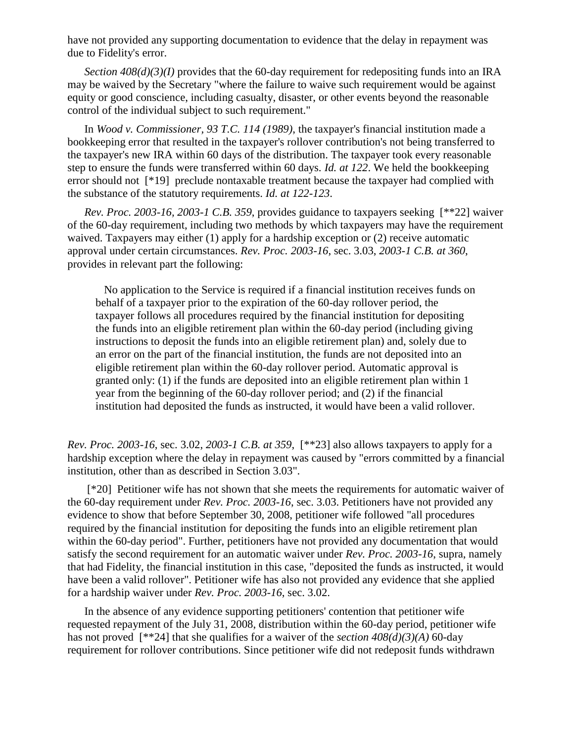have not provided any supporting documentation to evidence that the delay in repayment was due to Fidelity's error.

*Section 408(d)(3)(I)* provides that the 60-day requirement for redepositing funds into an IRA may be waived by the Secretary "where the failure to waive such requirement would be against equity or good conscience, including casualty, disaster, or other events beyond the reasonable control of the individual subject to such requirement."

In *Wood v. Commissioner, 93 T.C. 114 (1989)*, the taxpayer's financial institution made a bookkeeping error that resulted in the taxpayer's rollover contribution's not being transferred to the taxpayer's new IRA within 60 days of the distribution. The taxpayer took every reasonable step to ensure the funds were transferred within 60 days. *Id. at 122*. We held the bookkeeping error should not [*19] preclude nontaxable treatment because the taxpayer had complied with the substance of the statutory requirements. *Id. at 122-123*.

*Rev. Proc. 2003-16, 2003-1 C.B. 359*, provides guidance to taxpayers seeking [**22] waiver of the 60-day requirement, including two methods by which taxpayers may have the requirement waived. Taxpayers may either (1) apply for a hardship exception or (2) receive automatic approval under certain circumstances. *Rev. Proc. 2003-16*, sec. 3.03, *2003-1 C.B. at 360*, provides in relevant part the following:

> No application to the Service is required if a financial institution receives funds on behalf of a taxpayer prior to the expiration of the 60-day rollover period, the taxpayer follows all procedures required by the financial institution for depositing the funds into an eligible retirement plan within the 60-day period (including giving instructions to deposit the funds into an eligible retirement plan) and, solely due to an error on the part of the financial institution, the funds are not deposited into an eligible retirement plan within the 60-day rollover period. Automatic approval is granted only: (1) if the funds are deposited into an eligible retirement plan within 1 year from the beginning of the 60-day rollover period; and (2) if the financial institution had deposited the funds as instructed, it would have been a valid rollover.

*Rev. Proc. 2003-16*, sec. 3.02, *2003-1 C.B. at 359*, [**23] also allows taxpayers to apply for a hardship exception where the delay in repayment was caused by "errors committed by a financial institution, other than as described in Section 3.03".

[*20] Petitioner wife has not shown that she meets the requirements for automatic waiver of the 60-day requirement under *Rev. Proc. 2003-16*, sec. 3.03. Petitioners have not provided any evidence to show that before September 30, 2008, petitioner wife followed "all procedures required by the financial institution for depositing the funds into an eligible retirement plan within the 60-day period". Further, petitioners have not provided any documentation that would satisfy the second requirement for an automatic waiver under *Rev. Proc. 2003-16*, supra, namely that had Fidelity, the financial institution in this case, "deposited the funds as instructed, it would have been a valid rollover". Petitioner wife has also not provided any evidence that she applied for a hardship waiver under *Rev. Proc. 2003-16*, sec. 3.02.

In the absence of any evidence supporting petitioners' contention that petitioner wife requested repayment of the July 31, 2008, distribution within the 60-day period, petitioner wife has not proved [**24] that she qualifies for a waiver of the *section 408(d)(3)(A)* 60-day requirement for rollover contributions. Since petitioner wife did not redeposit funds withdrawn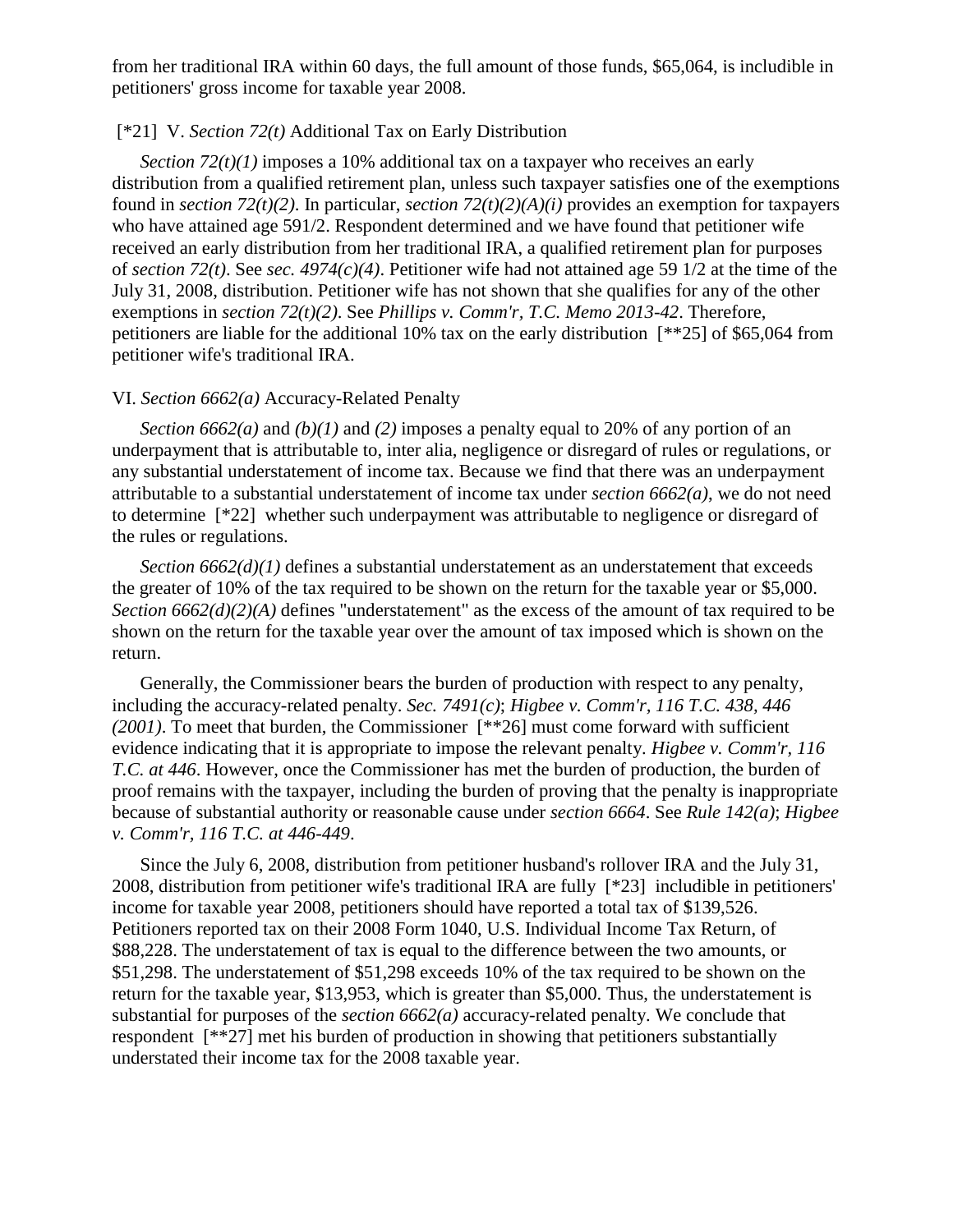from her traditional IRA within 60 days, the full amount of those funds, $65,064, is includible in petitioners' gross income for taxable year 2008.

[*21] V. *Section 72(t)* Additional Tax on Early Distribution

*Section 72(t)(1)* imposes a 10% additional tax on a taxpayer who receives an early distribution from a qualified retirement plan, unless such taxpayer satisfies one of the exemptions found in *section 72(t)(2)*. In particular, *section 72(t)(2)(A)(i)* provides an exemption for taxpayers who have attained age 591/2. Respondent determined and we have found that petitioner wife received an early distribution from her traditional IRA, a qualified retirement plan for purposes of *section 72(t)*. See *sec. 4974(c)(4)*. Petitioner wife had not attained age 59 1/2 at the time of the July 31, 2008, distribution. Petitioner wife has not shown that she qualifies for any of the other exemptions in *section 72(t)(2)*. See *Phillips v. Comm'r, T.C. Memo 2013-42*. Therefore, petitioners are liable for the additional 10% tax on the early distribution [**25] of $65,064 from petitioner wife's traditional IRA.

VI. *Section 6662(a)* Accuracy-Related Penalty

*Section 6662(a)* and *(b)(1)* and *(2)* imposes a penalty equal to 20% of any portion of an underpayment that is attributable to, inter alia, negligence or disregard of rules or regulations, or any substantial understatement of income tax. Because we find that there was an underpayment attributable to a substantial understatement of income tax under *section 6662(a)*, we do not need to determine [*22] whether such underpayment was attributable to negligence or disregard of the rules or regulations.

*Section 6662(d)(1)* defines a substantial understatement as an understatement that exceeds the greater of 10% of the tax required to be shown on the return for the taxable year or $5,000. *Section 6662(d)(2)(A)* defines "understatement" as the excess of the amount of tax required to be shown on the return for the taxable year over the amount of tax imposed which is shown on the return.

Generally, the Commissioner bears the burden of production with respect to any penalty, including the accuracy-related penalty. *Sec. 7491(c)*; *Higbee v. Comm'r, 116 T.C. 438, 446 (2001)*. To meet that burden, the Commissioner [**26] must come forward with sufficient evidence indicating that it is appropriate to impose the relevant penalty. *Higbee v. Comm'r, 116 T.C. at 446*. However, once the Commissioner has met the burden of production, the burden of proof remains with the taxpayer, including the burden of proving that the penalty is inappropriate because of substantial authority or reasonable cause under *section 6664*. See *Rule 142(a)*; *Higbee v. Comm'r, 116 T.C. at 446-449*.

Since the July 6, 2008, distribution from petitioner husband's rollover IRA and the July 31, 2008, distribution from petitioner wife's traditional IRA are fully [*23] includible in petitioners' income for taxable year 2008, petitioners should have reported a total tax of $139,526. Petitioners reported tax on their 2008 Form 1040, U.S. Individual Income Tax Return, of $88,228. The understatement of tax is equal to the difference between the two amounts, or $51,298. The understatement of $51,298 exceeds 10% of the tax required to be shown on the return for the taxable year, $13,953, which is greater than $5,000. Thus, the understatement is substantial for purposes of the *section 6662(a)* accuracy-related penalty. We conclude that respondent [**27] met his burden of production in showing that petitioners substantially understated their income tax for the 2008 taxable year.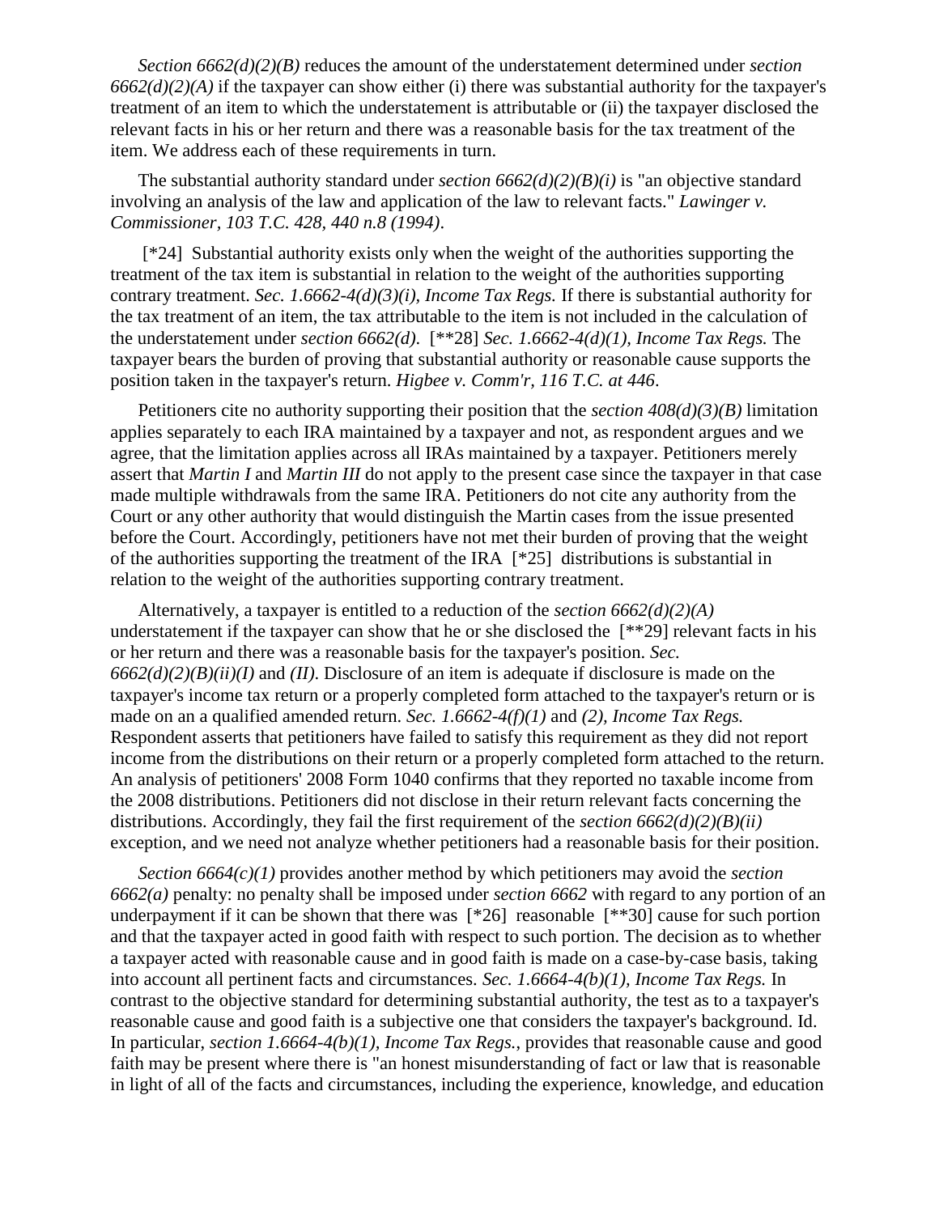*Section 6662(d)(2)(B)* reduces the amount of the understatement determined under *section 6662(d)(2)(A)* if the taxpayer can show either (i) there was substantial authority for the taxpayer's treatment of an item to which the understatement is attributable or (ii) the taxpayer disclosed the relevant facts in his or her return and there was a reasonable basis for the tax treatment of the item. We address each of these requirements in turn.

The substantial authority standard under *section 6662(d)(2)(B)(i)* is "an objective standard involving an analysis of the law and application of the law to relevant facts." *Lawinger v. Commissioner, 103 T.C. 428, 440 n.8 (1994)*.

[*24] Substantial authority exists only when the weight of the authorities supporting the treatment of the tax item is substantial in relation to the weight of the authorities supporting contrary treatment. *Sec. 1.6662-4(d)(3)(i), Income Tax Regs.* If there is substantial authority for the tax treatment of an item, the tax attributable to the item is not included in the calculation of the understatement under *section 6662(d)*. [**28] *Sec. 1.6662-4(d)(1), Income Tax Regs.* The taxpayer bears the burden of proving that substantial authority or reasonable cause supports the position taken in the taxpayer's return. *Higbee v. Comm'r, 116 T.C. at 446*.

Petitioners cite no authority supporting their position that the *section 408(d)(3)(B)* limitation applies separately to each IRA maintained by a taxpayer and not, as respondent argues and we agree, that the limitation applies across all IRAs maintained by a taxpayer. Petitioners merely assert that *Martin I* and *Martin III* do not apply to the present case since the taxpayer in that case made multiple withdrawals from the same IRA. Petitioners do not cite any authority from the Court or any other authority that would distinguish the Martin cases from the issue presented before the Court. Accordingly, petitioners have not met their burden of proving that the weight of the authorities supporting the treatment of the IRA [*25] distributions is substantial in relation to the weight of the authorities supporting contrary treatment.

Alternatively, a taxpayer is entitled to a reduction of the *section 6662(d)(2)(A)* understatement if the taxpayer can show that he or she disclosed the [**29] relevant facts in his or her return and there was a reasonable basis for the taxpayer's position. *Sec. 6662(d)(2)(B)(ii)(I)* and *(II)*. Disclosure of an item is adequate if disclosure is made on the taxpayer's income tax return or a properly completed form attached to the taxpayer's return or is made on an a qualified amended return. *Sec. 1.6662-4(f)(1)* and *(2), Income Tax Regs.* Respondent asserts that petitioners have failed to satisfy this requirement as they did not report income from the distributions on their return or a properly completed form attached to the return. An analysis of petitioners' 2008 Form 1040 confirms that they reported no taxable income from the 2008 distributions. Petitioners did not disclose in their return relevant facts concerning the distributions. Accordingly, they fail the first requirement of the *section 6662(d)(2)(B)(ii)* exception, and we need not analyze whether petitioners had a reasonable basis for their position.

*Section 6664(c)(1)* provides another method by which petitioners may avoid the *section 6662(a)* penalty: no penalty shall be imposed under *section 6662* with regard to any portion of an underpayment if it can be shown that there was [*26] reasonable [**30] cause for such portion and that the taxpayer acted in good faith with respect to such portion. The decision as to whether a taxpayer acted with reasonable cause and in good faith is made on a case-by-case basis, taking into account all pertinent facts and circumstances. *Sec. 1.6664-4(b)(1), Income Tax Regs.* In contrast to the objective standard for determining substantial authority, the test as to a taxpayer's reasonable cause and good faith is a subjective one that considers the taxpayer's background. Id. In particular, *section 1.6664-4(b)(1), Income Tax Regs.*, provides that reasonable cause and good faith may be present where there is "an honest misunderstanding of fact or law that is reasonable in light of all of the facts and circumstances, including the experience, knowledge, and education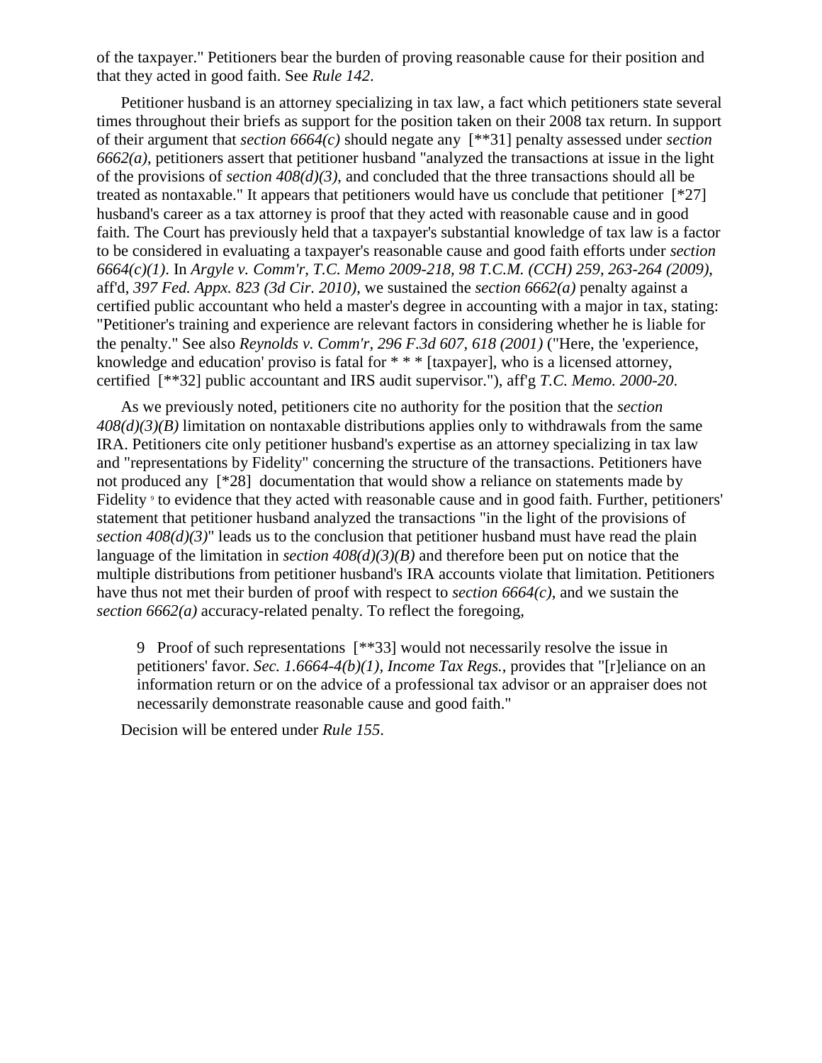of the taxpayer." Petitioners bear the burden of proving reasonable cause for their position and that they acted in good faith. See *Rule 142*.

Petitioner husband is an attorney specializing in tax law, a fact which petitioners state several times throughout their briefs as support for the position taken on their 2008 tax return. In support of their argument that *section 6664(c)* should negate any [**31] penalty assessed under *section 6662(a)*, petitioners assert that petitioner husband "analyzed the transactions at issue in the light of the provisions of *section 408(d)(3)*, and concluded that the three transactions should all be treated as nontaxable." It appears that petitioners would have us conclude that petitioner [*27] husband's career as a tax attorney is proof that they acted with reasonable cause and in good faith. The Court has previously held that a taxpayer's substantial knowledge of tax law is a factor to be considered in evaluating a taxpayer's reasonable cause and good faith efforts under *section 6664(c)(1)*. In *Argyle v. Comm'r, T.C. Memo 2009-218, 98 T.C.M. (CCH) 259, 263-264 (2009)*, aff'd, *397 Fed. Appx. 823 (3d Cir. 2010)*, we sustained the *section 6662(a)* penalty against a certified public accountant who held a master's degree in accounting with a major in tax, stating: "Petitioner's training and experience are relevant factors in considering whether he is liable for the penalty." See also *Reynolds v. Comm'r, 296 F.3d 607, 618 (2001)* ("Here, the 'experience, knowledge and education' proviso is fatal for * * * [taxpayer], who is a licensed attorney, certified [**32] public accountant and IRS audit supervisor."), aff'g *T.C. Memo. 2000-20*.

As we previously noted, petitioners cite no authority for the position that the *section 408(d)(3)(B)* limitation on nontaxable distributions applies only to withdrawals from the same IRA. Petitioners cite only petitioner husband's expertise as an attorney specializing in tax law and "representations by Fidelity" concerning the structure of the transactions. Petitioners have not produced any [*28] documentation that would show a reliance on statements made by Fidelity [9] to evidence that they acted with reasonable cause and in good faith. Further, petitioners' statement that petitioner husband analyzed the transactions "in the light of the provisions of *section 408(d)(3)*" leads us to the conclusion that petitioner husband must have read the plain language of the limitation in *section 408(d)(3)(B)* and therefore been put on notice that the multiple distributions from petitioner husband's IRA accounts violate that limitation. Petitioners have thus not met their burden of proof with respect to *section 6664(c)*, and we sustain the *section 6662(a)* accuracy-related penalty. To reflect the foregoing,

> 9 Proof of such representations [**33] would not necessarily resolve the issue in petitioners' favor. *Sec. 1.6664-4(b)(1), Income Tax Regs.*, provides that "[r]eliance on an information return or on the advice of a professional tax advisor or an appraiser does not necessarily demonstrate reasonable cause and good faith."

Decision will be entered under *Rule 155*.